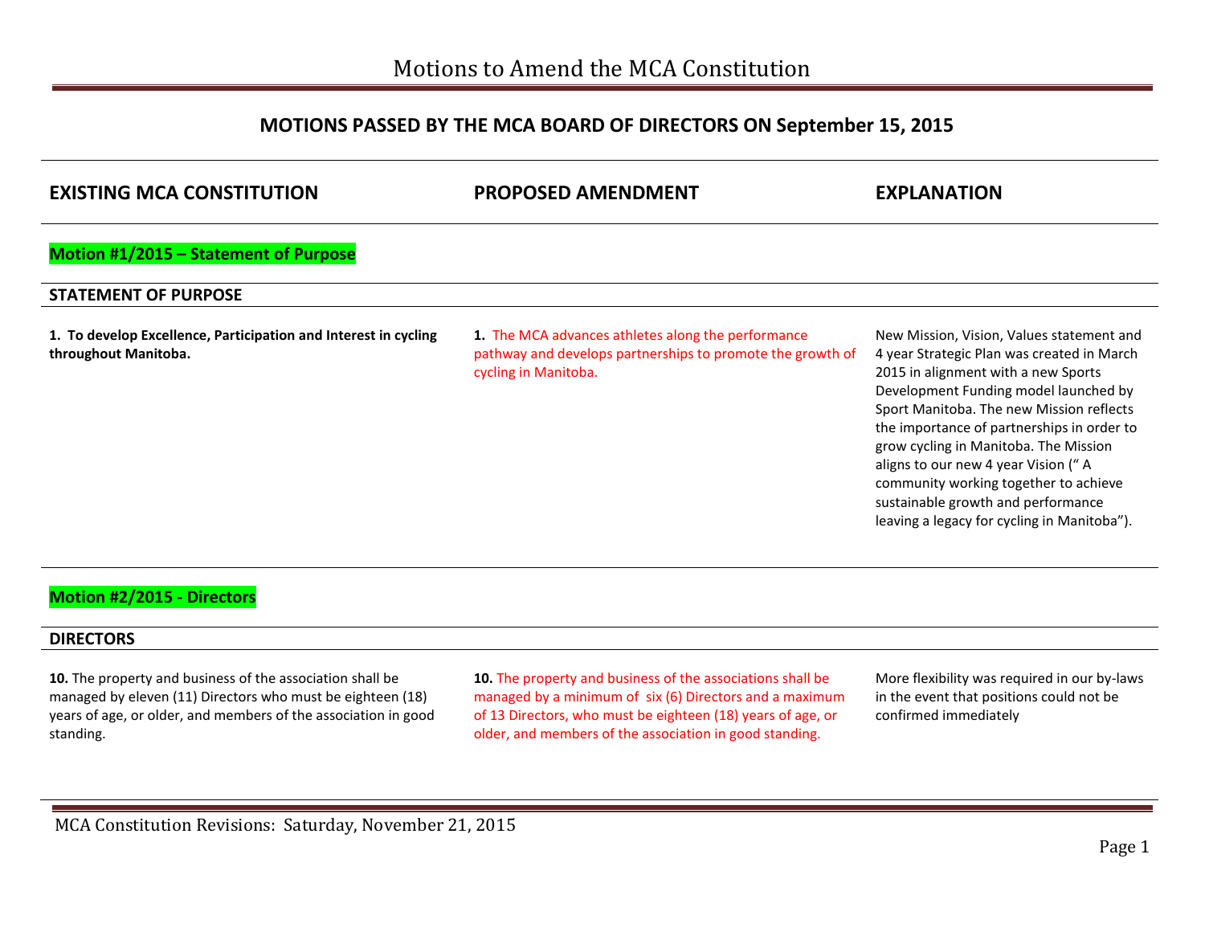# Motions to Amend the MCA Constitution

## MOTIONS PASSED BY THE MCA BOARD OF DIRECTORS ON September 15, 2015

| EXISTING MCA CONSTITUTION | PROPOSED AMENDMENT | EXPLANATION |
|---|---|---|
| **Motion #1/2015 – Statement of Purpose** | | |
| **STATEMENT OF PURPOSE** | | |
| **1. To develop Excellence, Participation and Interest in cycling throughout Manitoba.** | **1.** The MCA advances athletes along the performance pathway and develops partnerships to promote the growth of cycling in Manitoba. | New Mission, Vision, Values statement and 4 year Strategic Plan was created in March 2015 in alignment with a new Sports Development Funding model launched by Sport Manitoba. The new Mission reflects the importance of partnerships in order to grow cycling in Manitoba. The Mission aligns to our new 4 year Vision (" A community working together to achieve sustainable growth and performance leaving a legacy for cycling in Manitoba"). |
| **Motion #2/2015 - Directors** | | |
| **DIRECTORS** | | |
| **10.** The property and business of the association shall be managed by eleven (11) Directors who must be eighteen (18) years of age, or older, and members of the association in good standing. | **10.** The property and business of the associations shall be managed by a minimum of six (6) Directors and a maximum of 13 Directors, who must be eighteen (18) years of age, or older, and members of the association in good standing. | More flexibility was required in our by-laws in the event that positions could not be confirmed immediately |

MCA Constitution Revisions: Saturday, November 21, 2015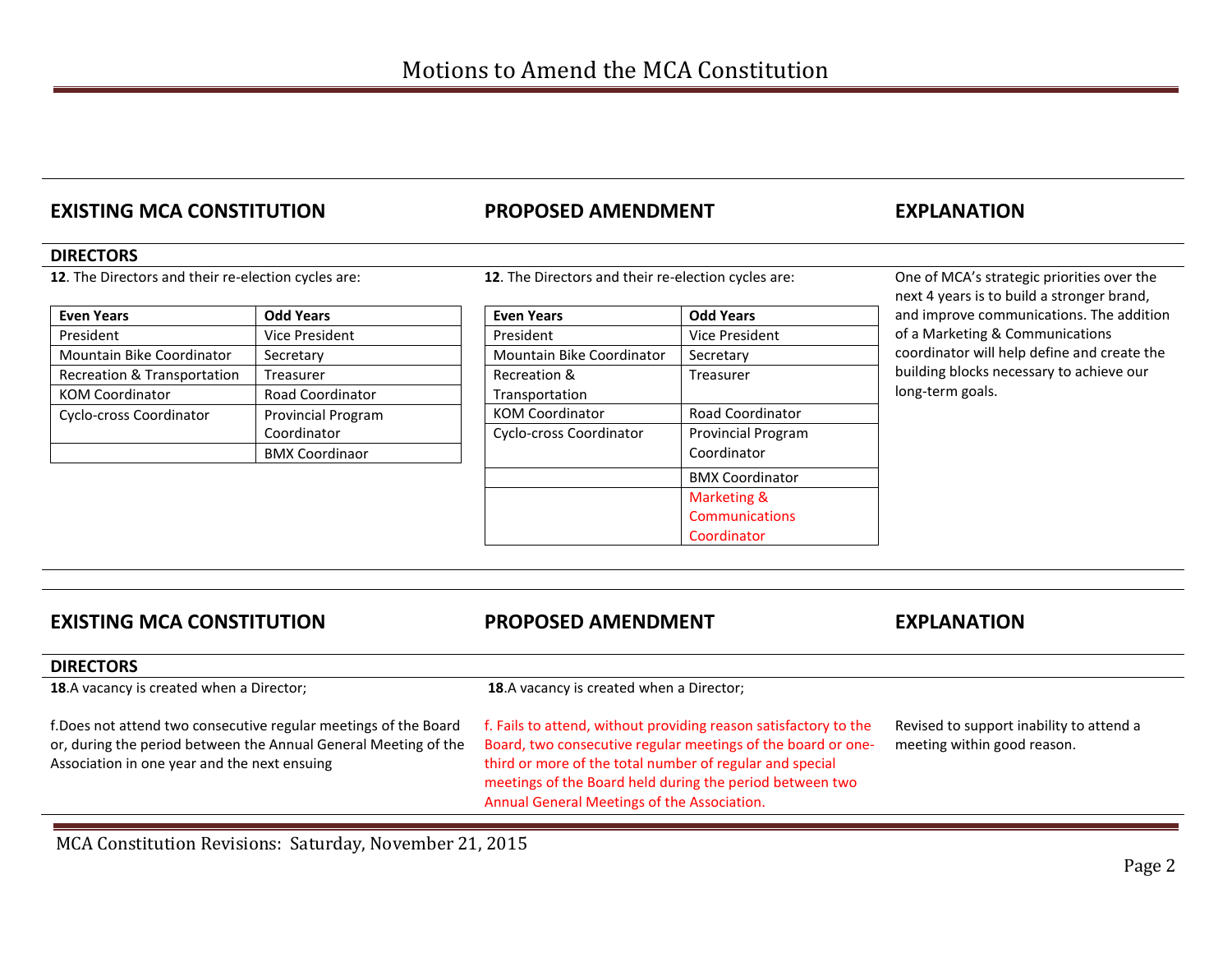# Motions to Amend the MCA Constitution

## EXISTING MCA CONSTITUTION

### DIRECTORS

**12**. The Directors and their re-election cycles are:

| Even Years | Odd Years |
|---|---|
| President | Vice President |
| Mountain Bike Coordinator | Secretary |
| Recreation & Transportation | Treasurer |
| KOM Coordinator | Road Coordinator |
| Cyclo-cross Coordinator | Provincial Program Coordinator |
| | BMX Coordinaor |

## PROPOSED AMENDMENT

**12**. The Directors and their re-election cycles are:

| Even Years | Odd Years |
|---|---|
| President | Vice President |
| Mountain Bike Coordinator | Secretary |
| Recreation & Transportation | Treasurer |
| KOM Coordinator | Road Coordinator |
| Cyclo-cross Coordinator | Provincial Program Coordinator |
| | BMX Coordinator |
| | Marketing & Communications Coordinator |

## EXPLANATION

One of MCA's strategic priorities over the next 4 years is to build a stronger brand, and improve communications. The addition of a Marketing & Communications coordinator will help define and create the building blocks necessary to achieve our long-term goals.

---

## EXISTING MCA CONSTITUTION

### DIRECTORS

**18**.A vacancy is created when a Director;

f.Does not attend two consecutive regular meetings of the Board or, during the period between the Annual General Meeting of the Association in one year and the next ensuing

## PROPOSED AMENDMENT

**18**.A vacancy is created when a Director;

f. Fails to attend, without providing reason satisfactory to the Board, two consecutive regular meetings of the board or one-third or more of the total number of regular and special meetings of the Board held during the period between two Annual General Meetings of the Association.

## EXPLANATION

Revised to support inability to attend a meeting within good reason.

MCA Constitution Revisions: Saturday, November 21, 2015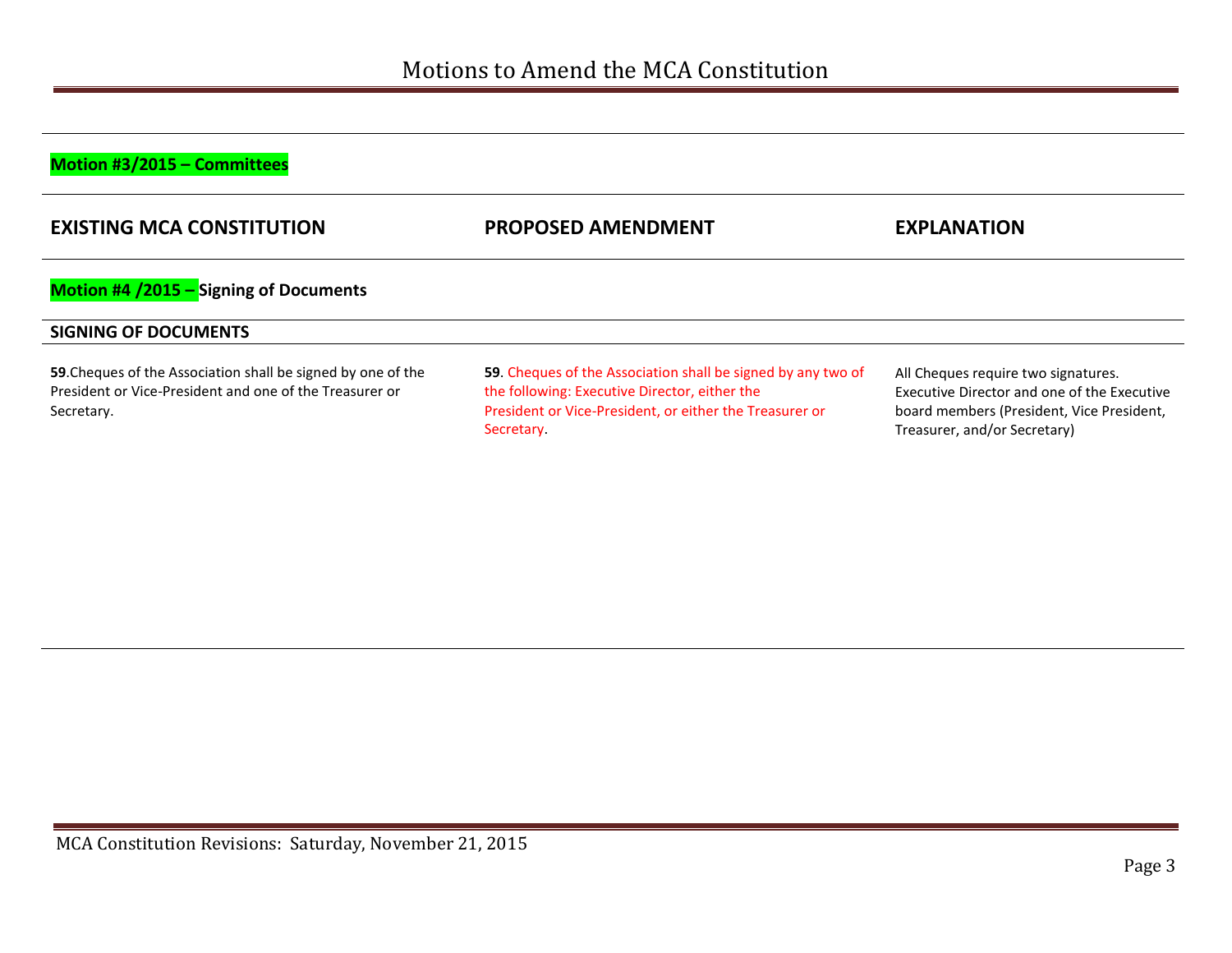**Motion #3/2015 – Committees**

| EXISTING MCA CONSTITUTION | PROPOSED AMENDMENT | EXPLANATION |
|---|---|---|
| **Motion #4 /2015 – Signing of Documents** | | |
| **SIGNING OF DOCUMENTS** | | |
| **59**.Cheques of the Association shall be signed by one of the President or Vice-President and one of the Treasurer or Secretary. | **59**. Cheques of the Association shall be signed by any two of the following: Executive Director, either the President or Vice-President, or either the Treasurer or Secretary. | All Cheques require two signatures. Executive Director and one of the Executive board members (President, Vice President, Treasurer, and/or Secretary) |